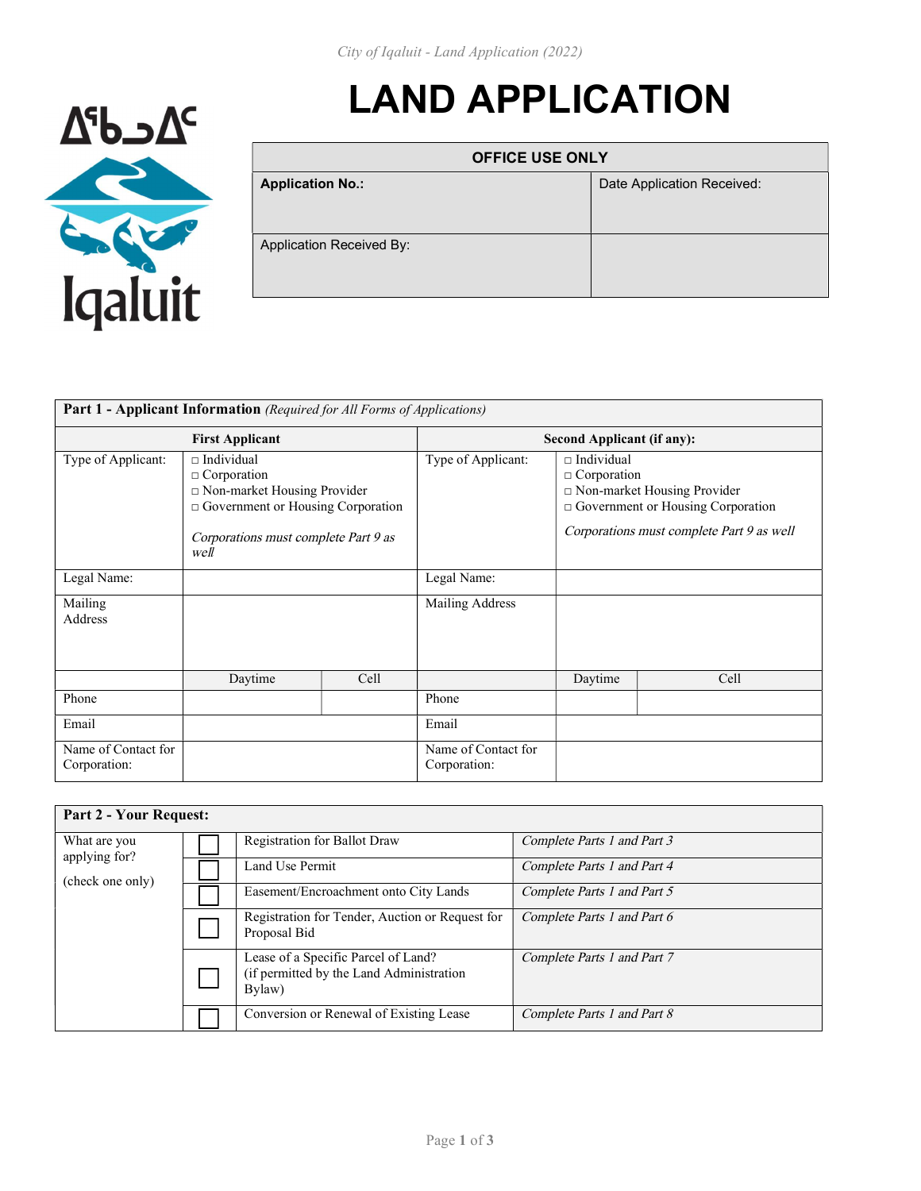ᐃᖃᓗᐃᑦ

Iqaluit

# LAND APPLICATION

| OFFICE USE ONLY | |
|---|---|
| **Application No.:** | Date Application Received: |
| Application Received By: | |

| **Part 1 - Applicant Information** *(Required for All Forms of Applications)* | | | | | |
|---|---|---|---|---|---|
| **First Applicant** | | | **Second Applicant (if any):** | | |
| Type of Applicant: | □ Individual<br>□ Corporation<br>□ Non-market Housing Provider<br>□ Government or Housing Corporation<br><br>*Corporations must complete Part 9 as well* | | Type of Applicant: | □ Individual<br>□ Corporation<br>□ Non-market Housing Provider<br>□ Government or Housing Corporation<br><br>*Corporations must complete Part 9 as well* | |
| Legal Name: | | | Legal Name: | | |
| Mailing Address | | | Mailing Address | | |
| | Daytime | Cell | | Daytime | Cell |
| Phone | | | Phone | | |
| Email | | | Email | | |
| Name of Contact for Corporation: | | | Name of Contact for Corporation: | | |

| **Part 2 - Your Request:** | | | |
|---|---|---|---|
| What are you applying for?<br><br>(check one only) | ☐ | Registration for Ballot Draw | *Complete Parts 1 and Part 3* |
| | ☐ | Land Use Permit | *Complete Parts 1 and Part 4* |
| | ☐ | Easement/Encroachment onto City Lands | *Complete Parts 1 and Part 5* |
| | ☐ | Registration for Tender, Auction or Request for Proposal Bid | *Complete Parts 1 and Part 6* |
| | ☐ | Lease of a Specific Parcel of Land? (if permitted by the Land Administration Bylaw) | *Complete Parts 1 and Part 7* |
| | ☐ | Conversion or Renewal of Existing Lease | *Complete Parts 1 and Part 8* |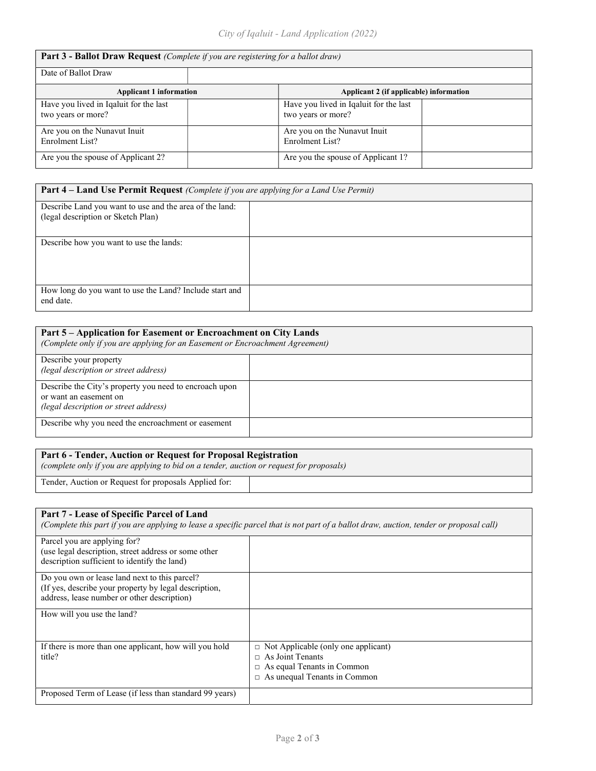## Part 3 - Ballot Draw Request *(Complete if you are registering for a ballot draw)*

| Date of Ballot Draw | | | |
|---|---|---|---|
| **Applicant 1 information** | | **Applicant 2 (if applicable) information** | |
| Have you lived in Iqaluit for the last two years or more? | | Have you lived in Iqaluit for the last two years or more? | |
| Are you on the Nunavut Inuit Enrolment List? | | Are you on the Nunavut Inuit Enrolment List? | |
| Are you the spouse of Applicant 2? | | Are you the spouse of Applicant 1? | |

## Part 4 – Land Use Permit Request *(Complete if you are applying for a Land Use Permit)*

| | |
|---|---|
| Describe Land you want to use and the area of the land: (legal description or Sketch Plan) | |
| Describe how you want to use the lands: | |
| How long do you want to use the Land? Include start and end date. | |

## Part 5 – Application for Easement or Encroachment on City Lands

*(Complete only if you are applying for an Easement or Encroachment Agreement)*

| | |
|---|---|
| Describe your property *(legal description or street address)* | |
| Describe the City's property you need to encroach upon or want an easement on *(legal description or street address)* | |
| Describe why you need the encroachment or easement | |

## Part 6 - Tender, Auction or Request for Proposal Registration

*(complete only if you are applying to bid on a tender, auction or request for proposals)*

| | |
|---|---|
| Tender, Auction or Request for proposals Applied for: | |

## Part 7 - Lease of Specific Parcel of Land

*(Complete this part if you are applying to lease a specific parcel that is not part of a ballot draw, auction, tender or proposal call)*

| | |
|---|---|
| Parcel you are applying for? (use legal description, street address or some other description sufficient to identify the land) | |
| Do you own or lease land next to this parcel? (If yes, describe your property by legal description, address, lease number or other description) | |
| How will you use the land? | |
| If there is more than one applicant, how will you hold title? | □ Not Applicable (only one applicant)<br>□ As Joint Tenants<br>□ As equal Tenants in Common<br>□ As unequal Tenants in Common |
| Proposed Term of Lease (if less than standard 99 years) | |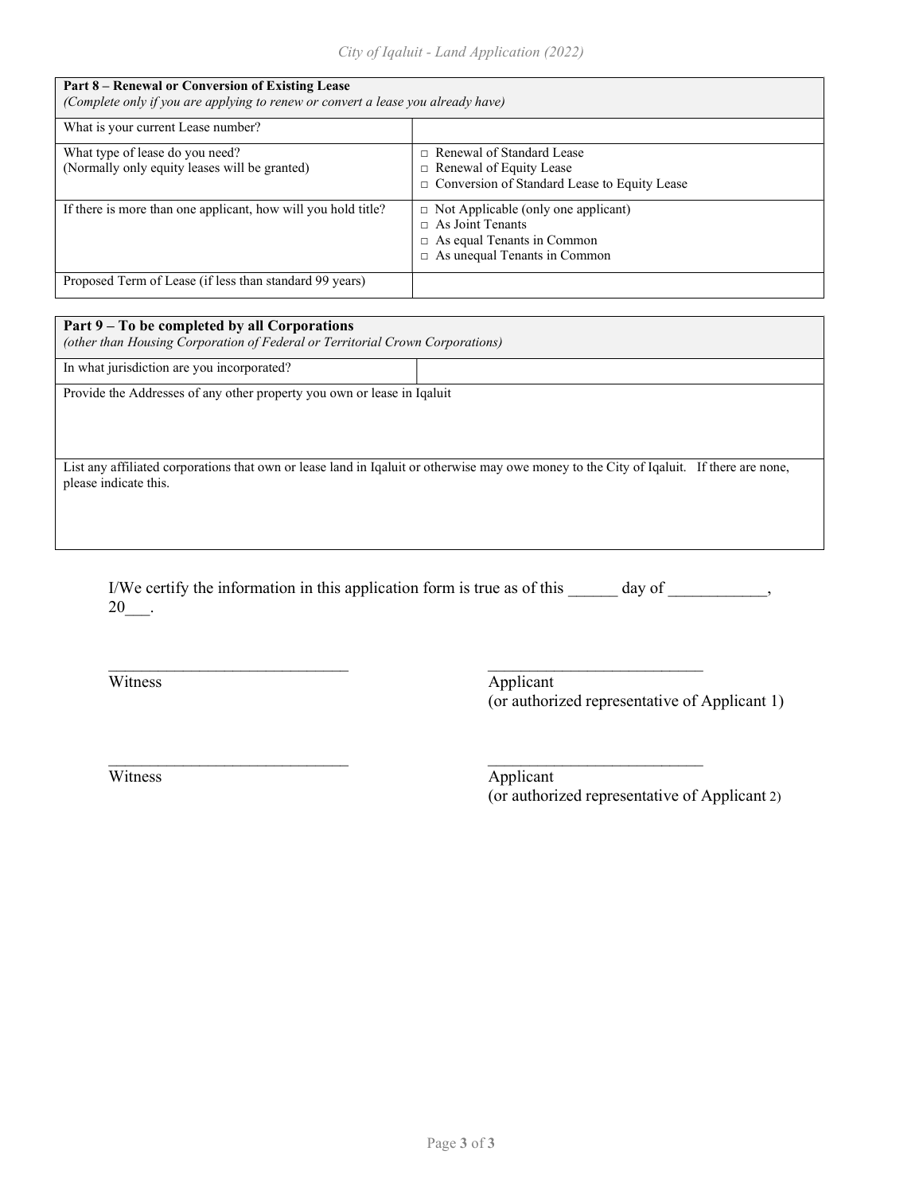| **Part 8 – Renewal or Conversion of Existing Lease**<br>*(Complete only if you are applying to renew or convert a lease you already have)* | |
|---|---|
| What is your current Lease number? | |
| What type of lease do you need?<br>(Normally only equity leases will be granted) | □ Renewal of Standard Lease<br>□ Renewal of Equity Lease<br>□ Conversion of Standard Lease to Equity Lease |
| If there is more than one applicant, how will you hold title? | □ Not Applicable (only one applicant)<br>□ As Joint Tenants<br>□ As equal Tenants in Common<br>□ As unequal Tenants in Common |
| Proposed Term of Lease (if less than standard 99 years) | |

| **Part 9 – To be completed by all Corporations**<br>*(other than Housing Corporation of Federal or Territorial Crown Corporations)* | |
|---|---|
| In what jurisdiction are you incorporated? | |
| Provide the Addresses of any other property you own or lease in Iqaluit | |
| List any affiliated corporations that own or lease land in Iqaluit or otherwise may owe money to the City of Iqaluit. If there are none, please indicate this. | |

I/We certify the information in this application form is true as of this ______ day of ___________, 20___.

______________________________ &nbsp;&nbsp;&nbsp;&nbsp; __________________________
Witness &nbsp;&nbsp;&nbsp;&nbsp; Applicant
(or authorized representative of Applicant 1)

______________________________ &nbsp;&nbsp;&nbsp;&nbsp; __________________________
Witness &nbsp;&nbsp;&nbsp;&nbsp; Applicant
(or authorized representative of Applicant 2)